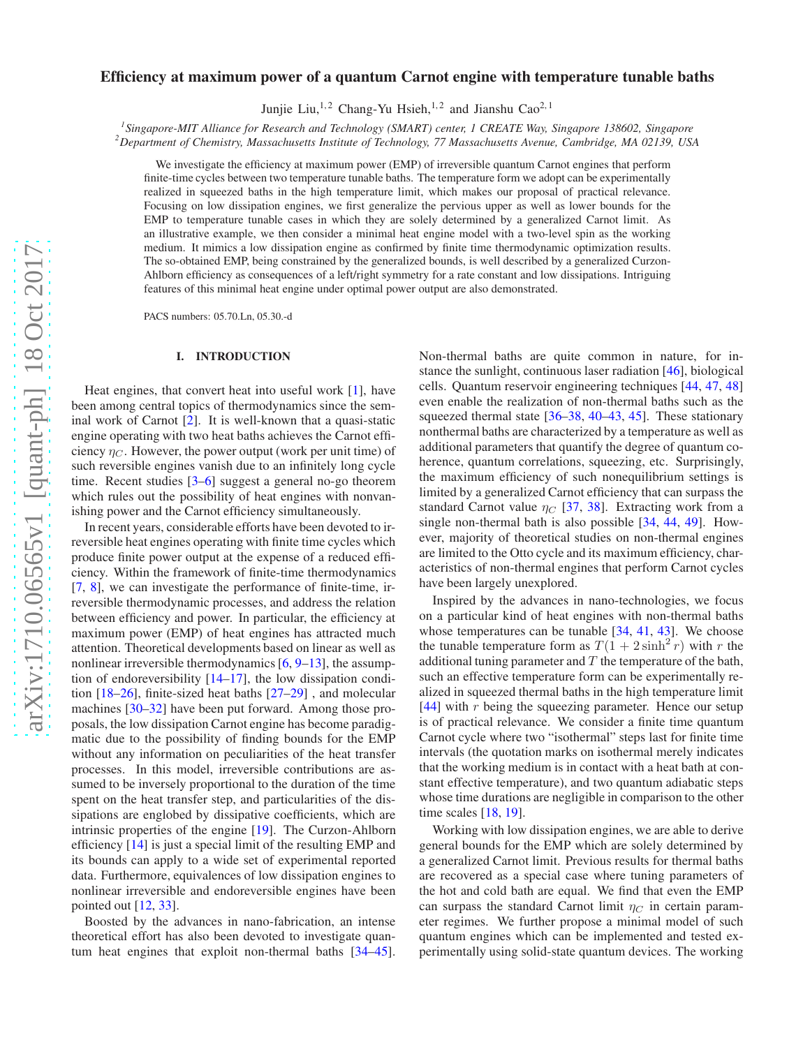# Efficiency at maximum power of a quantum Carnot engine with temperature tunable baths

Junjie Liu,[1,2] Chang-Yu Hsieh,[1,2] and Jianshu Cao[2,1]

[1] *Singapore-MIT Alliance for Research and Technology (SMART) center, 1 CREATE Way, Singapore 138602, Singapore*
[2] *Department of Chemistry, Massachusetts Institute of Technology, 77 Massachusetts Avenue, Cambridge, MA 02139, USA*

We investigate the efficiency at maximum power (EMP) of irreversible quantum Carnot engines that perform finite-time cycles between two temperature tunable baths. The temperature form we adopt can be experimentally realized in squeezed baths in the high temperature limit, which makes our proposal of practical relevance. Focusing on low dissipation engines, we first generalize the pervious upper as well as lower bounds for the EMP to temperature tunable cases in which they are solely determined by a generalized Carnot limit. As an illustrative example, we then consider a minimal heat engine model with a two-level spin as the working medium. It mimics a low dissipation engine as confirmed by finite time thermodynamic optimization results. The so-obtained EMP, being constrained by the generalized bounds, is well described by a generalized Curzon-Ahlborn efficiency as consequences of a left/right symmetry for a rate constant and low dissipations. Intriguing features of this minimal heat engine under optimal power output are also demonstrated.

PACS numbers: 05.70.Ln, 05.30.-d

## I. INTRODUCTION

Heat engines, that convert heat into useful work [1], have been among central topics of thermodynamics since the seminal work of Carnot [2]. It is well-known that a quasi-static engine operating with two heat baths achieves the Carnot efficiency $\eta_C$. However, the power output (work per unit time) of such reversible engines vanish due to an infinitely long cycle time. Recent studies [3–6] suggest a general no-go theorem which rules out the possibility of heat engines with nonvanishing power and the Carnot efficiency simultaneously.

In recent years, considerable efforts have been devoted to irreversible heat engines operating with finite time cycles which produce finite power output at the expense of a reduced efficiency. Within the framework of finite-time thermodynamics [7, 8], we can investigate the performance of finite-time, irreversible thermodynamic processes, and address the relation between efficiency and power. In particular, the efficiency at maximum power (EMP) of heat engines has attracted much attention. Theoretical developments based on linear as well as nonlinear irreversible thermodynamics [6, 9–13], the assumption of endoreversibility [14–17], the low dissipation condition [18–26], finite-sized heat baths [27–29] , and molecular machines [30–32] have been put forward. Among those proposals, the low dissipation Carnot engine has become paradigmatic due to the possibility of finding bounds for the EMP without any information on peculiarities of the heat transfer processes. In this model, irreversible contributions are assumed to be inversely proportional to the duration of the time spent on the heat transfer step, and particularities of the dissipations are englobed by dissipative coefficients, which are intrinsic properties of the engine [19]. The Curzon-Ahlborn efficiency [14] is just a special limit of the resulting EMP and its bounds can apply to a wide set of experimental reported data. Furthermore, equivalences of low dissipation engines to nonlinear irreversible and endoreversible engines have been pointed out [12, 33].

Boosted by the advances in nano-fabrication, an intense theoretical effort has also been devoted to investigate quantum heat engines that exploit non-thermal baths [34–45]. Non-thermal baths are quite common in nature, for instance the sunlight, continuous laser radiation [46], biological cells. Quantum reservoir engineering techniques [44, 47, 48] even enable the realization of non-thermal baths such as the squeezed thermal state [36–38, 40–43, 45]. These stationary nonthermal baths are characterized by a temperature as well as additional parameters that quantify the degree of quantum coherence, quantum correlations, squeezing, etc. Surprisingly, the maximum efficiency of such nonequilibrium settings is limited by a generalized Carnot efficiency that can surpass the standard Carnot value $\eta_C$ [37, 38]. Extracting work from a single non-thermal bath is also possible [34, 44, 49]. However, majority of theoretical studies on non-thermal engines are limited to the Otto cycle and its maximum efficiency, characteristics of non-thermal engines that perform Carnot cycles have been largely unexplored.

Inspired by the advances in nano-technologies, we focus on a particular kind of heat engines with non-thermal baths whose temperatures can be tunable [34, 41, 43]. We choose the tunable temperature form as $T(1 + 2\sinh^2 r)$ with $r$ the additional tuning parameter and $T$ the temperature of the bath, such an effective temperature form can be experimentally realized in squeezed thermal baths in the high temperature limit [44] with $r$ being the squeezing parameter. Hence our setup is of practical relevance. We consider a finite time quantum Carnot cycle where two "isothermal" steps last for finite time intervals (the quotation marks on isothermal merely indicates that the working medium is in contact with a heat bath at constant effective temperature), and two quantum adiabatic steps whose time durations are negligible in comparison to the other time scales [18, 19].

Working with low dissipation engines, we are able to derive general bounds for the EMP which are solely determined by a generalized Carnot limit. Previous results for thermal baths are recovered as a special case where tuning parameters of the hot and cold bath are equal. We find that even the EMP can surpass the standard Carnot limit $\eta_C$ in certain parameter regimes. We further propose a minimal model of such quantum engines which can be implemented and tested experimentally using solid-state quantum devices. The working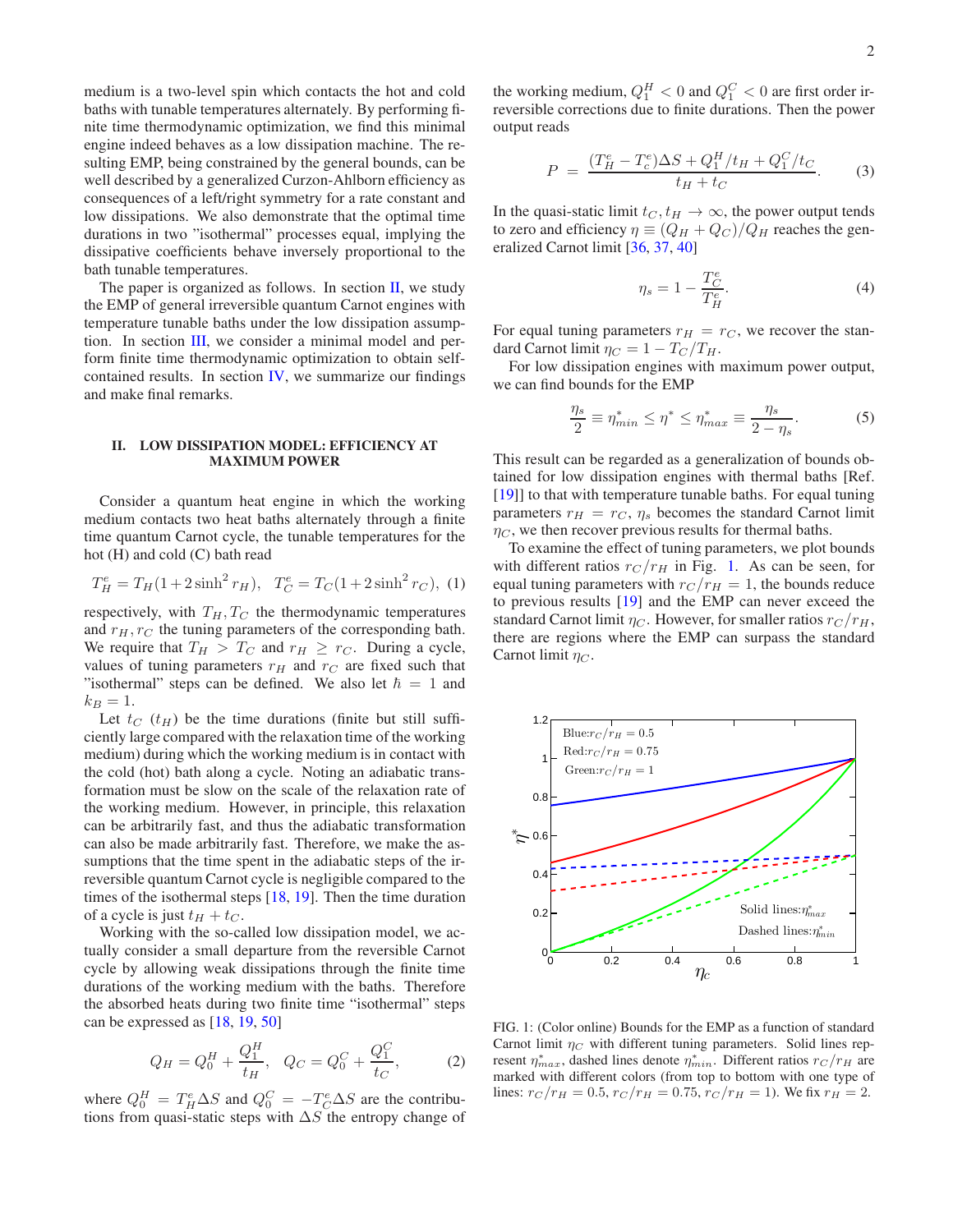medium is a two-level spin which contacts the hot and cold baths with tunable temperatures alternately. By performing finite time thermodynamic optimization, we find this minimal engine indeed behaves as a low dissipation machine. The resulting EMP, being constrained by the general bounds, can be well described by a generalized Curzon-Ahlborn efficiency as consequences of a left/right symmetry for a rate constant and low dissipations. We also demonstrate that the optimal time durations in two "isothermal" processes equal, implying the dissipative coefficients behave inversely proportional to the bath tunable temperatures.

The paper is organized as follows. In section II, we study the EMP of general irreversible quantum Carnot engines with temperature tunable baths under the low dissipation assumption. In section III, we consider a minimal model and perform finite time thermodynamic optimization to obtain self-contained results. In section IV, we summarize our findings and make final remarks.

## II. LOW DISSIPATION MODEL: EFFICIENCY AT MAXIMUM POWER

Consider a quantum heat engine in which the working medium contacts two heat baths alternately through a finite time quantum Carnot cycle, the tunable temperatures for the hot (H) and cold (C) bath read

$$T_H^e = T_H(1+2\sinh^2 r_H), \quad T_C^e = T_C(1+2\sinh^2 r_C), \quad (1)$$

respectively, with $T_H, T_C$ the thermodynamic temperatures and $r_H, r_C$ the tuning parameters of the corresponding bath. We require that $T_H > T_C$ and $r_H \geq r_C$. During a cycle, values of tuning parameters $r_H$ and $r_C$ are fixed such that "isothermal" steps can be defined. We also let $\hbar = 1$ and $k_B = 1$.

Let $t_C$ ($t_H$) be the time durations (finite but still sufficiently large compared with the relaxation time of the working medium) during which the working medium is in contact with the cold (hot) bath along a cycle. Noting an adiabatic transformation must be slow on the scale of the relaxation rate of the working medium. However, in principle, this relaxation can be arbitrarily fast, and thus the adiabatic transformation can also be made arbitrarily fast. Therefore, we make the assumptions that the time spent in the adiabatic steps of the irreversible quantum Carnot cycle is negligible compared to the times of the isothermal steps [18, 19]. Then the time duration of a cycle is just $t_H + t_C$.

Working with the so-called low dissipation model, we actually consider a small departure from the reversible Carnot cycle by allowing weak dissipations through the finite time durations of the working medium with the baths. Therefore the absorbed heats during two finite time "isothermal" steps can be expressed as [18, 19, 50]

$$Q_H = Q_0^H + \frac{Q_1^H}{t_H}, \quad Q_C = Q_0^C + \frac{Q_1^C}{t_C}, \quad (2)$$

where $Q_0^H = T_H^e \Delta S$ and $Q_0^C = -T_C^e \Delta S$ are the contributions from quasi-static steps with $\Delta S$ the entropy change of the working medium, $Q_1^H < 0$ and $Q_1^C < 0$ are first order irreversible corrections due to finite durations. Then the power output reads

$$P = \frac{(T_H^e - T_c^e)\Delta S + Q_1^H/t_H + Q_1^C/t_C}{t_H + t_C}. \quad (3)$$

In the quasi-static limit $t_C, t_H \to \infty$, the power output tends to zero and efficiency $\eta \equiv (Q_H + Q_C)/Q_H$ reaches the generalized Carnot limit [36, 37, 40]

$$\eta_s = 1 - \frac{T_C^e}{T_H^e}. \quad (4)$$

For equal tuning parameters $r_H = r_C$, we recover the standard Carnot limit $\eta_C = 1 - T_C/T_H$.

For low dissipation engines with maximum power output, we can find bounds for the EMP

$$\frac{\eta_s}{2} \equiv \eta_{min}^* \leq \eta^* \leq \eta_{max}^* \equiv \frac{\eta_s}{2 - \eta_s}. \quad (5)$$

This result can be regarded as a generalization of bounds obtained for low dissipation engines with thermal baths [Ref. [19]] to that with temperature tunable baths. For equal tuning parameters $r_H = r_C$, $\eta_s$ becomes the standard Carnot limit $\eta_C$, we then recover previous results for thermal baths.

To examine the effect of tuning parameters, we plot bounds with different ratios $r_C/r_H$ in Fig. 1. As can be seen, for equal tuning parameters with $r_C/r_H = 1$, the bounds reduce to previous results [19] and the EMP can never exceed the standard Carnot limit $\eta_C$. However, for smaller ratios $r_C/r_H$, there are regions where the EMP can surpass the standard Carnot limit $\eta_C$.

FIG. 1: (Color online) Bounds for the EMP as a function of standard Carnot limit $\eta_C$ with different tuning parameters. Solid lines represent $\eta_{max}^*$, dashed lines denote $\eta_{min}^*$. Different ratios $r_C/r_H$ are marked with different colors (from top to bottom with one type of lines: $r_C/r_H = 0.5$, $r_C/r_H = 0.75$, $r_C/r_H = 1$). We fix $r_H = 2$.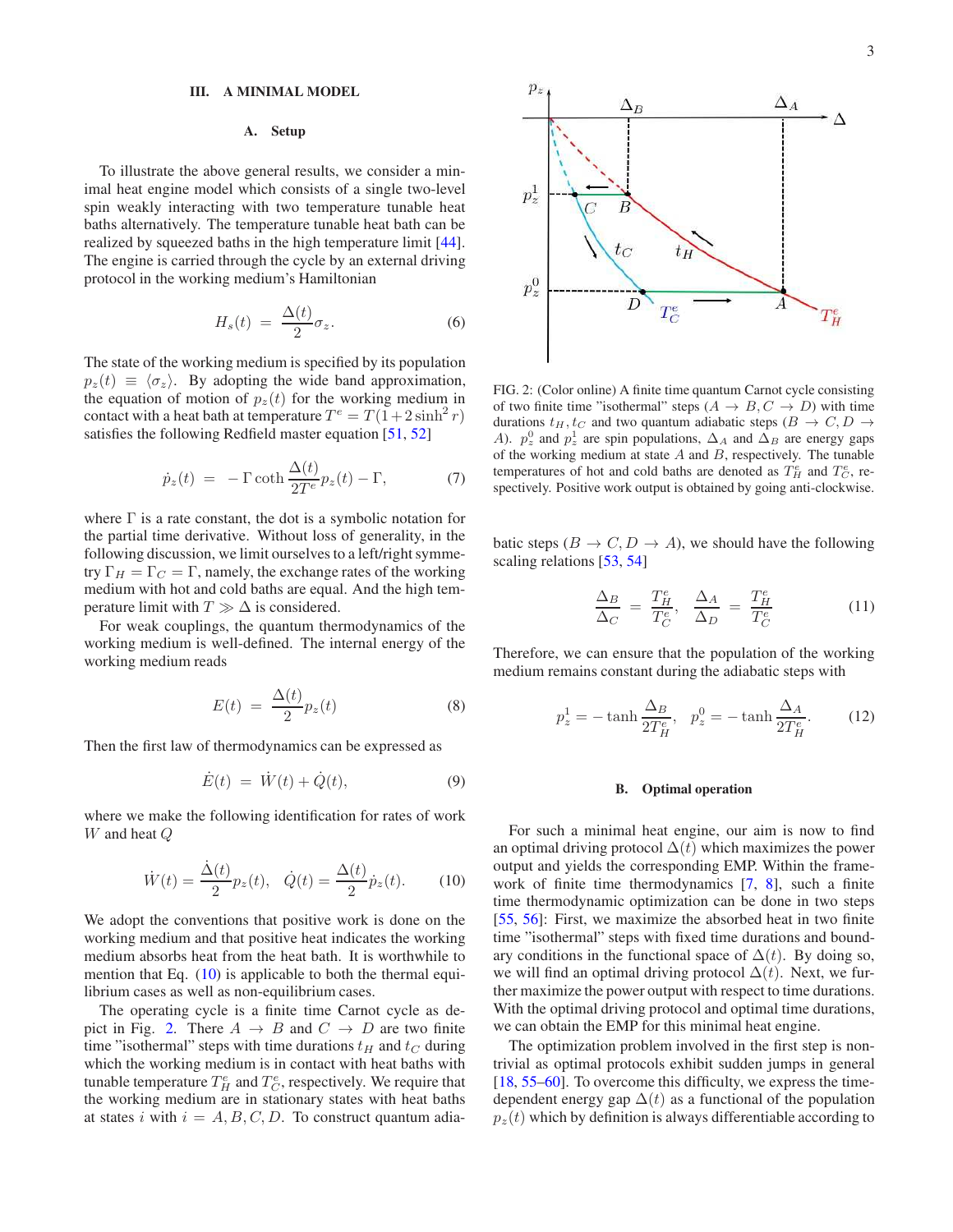## III. A MINIMAL MODEL

### A. Setup

To illustrate the above general results, we consider a minimal heat engine model which consists of a single two-level spin weakly interacting with two temperature tunable heat baths alternatively. The temperature tunable heat bath can be realized by squeezed baths in the high temperature limit [44]. The engine is carried through the cycle by an external driving protocol in the working medium's Hamiltonian

$$H_s(t) \;=\; \frac{\Delta(t)}{2}\sigma_z. \tag{6}$$

The state of the working medium is specified by its population $p_z(t) \equiv \langle \sigma_z \rangle$. By adopting the wide band approximation, the equation of motion of $p_z(t)$ for the working medium in contact with a heat bath at temperature $T^e = T(1+2\sinh^2 r)$ satisfies the following Redfield master equation [51, 52]

$$\dot{p}_z(t) \;=\; -\Gamma \coth\frac{\Delta(t)}{2T^e} p_z(t) - \Gamma, \tag{7}$$

where $\Gamma$ is a rate constant, the dot is a symbolic notation for the partial time derivative. Without loss of generality, in the following discussion, we limit ourselves to a left/right symmetry $\Gamma_H = \Gamma_C = \Gamma$, namely, the exchange rates of the working medium with hot and cold baths are equal. And the high temperature limit with $T \gg \Delta$ is considered.

For weak couplings, the quantum thermodynamics of the working medium is well-defined. The internal energy of the working medium reads

$$E(t) \;=\; \frac{\Delta(t)}{2}p_z(t) \tag{8}$$

Then the first law of thermodynamics can be expressed as

$$\dot{E}(t) \;=\; \dot{W}(t) + \dot{Q}(t), \tag{9}$$

where we make the following identification for rates of work $W$ and heat $Q$

$$\dot{W}(t) = \frac{\dot{\Delta}(t)}{2}p_z(t), \quad \dot{Q}(t) = \frac{\Delta(t)}{2}\dot{p}_z(t). \tag{10}$$

We adopt the conventions that positive work is done on the working medium and that positive heat indicates the working medium absorbs heat from the heat bath. It is worthwhile to mention that Eq. (10) is applicable to both the thermal equilibrium cases as well as non-equilibrium cases.

The operating cycle is a finite time Carnot cycle as depict in Fig. 2. There $A \to B$ and $C \to D$ are two finite time "isothermal" steps with time durations $t_H$ and $t_C$ during which the working medium is in contact with heat baths with tunable temperature $T_H^e$ and $T_C^e$, respectively. We require that the working medium are in stationary states with heat baths at states $i$ with $i = A, B, C, D$. To construct quantum adiabatic steps ($B \to C, D \to A$), we should have the following scaling relations [53, 54]

$$\frac{\Delta_B}{\Delta_C} \;=\; \frac{T_H^e}{T_C^e}, \quad \frac{\Delta_A}{\Delta_D} \;=\; \frac{T_H^e}{T_C^e} \tag{11}$$

Therefore, we can ensure that the population of the working medium remains constant during the adiabatic steps with

$$p_z^1 = -\tanh\frac{\Delta_B}{2T_H^e}, \quad p_z^0 = -\tanh\frac{\Delta_A}{2T_H^e}. \tag{12}$$

FIG. 2: (Color online) A finite time quantum Carnot cycle consisting of two finite time "isothermal" steps ($A \to B, C \to D$) with time durations $t_H, t_C$ and two quantum adiabatic steps ($B \to C, D \to A$). $p_z^0$ and $p_z^1$ are spin populations, $\Delta_A$ and $\Delta_B$ are energy gaps of the working medium at state $A$ and $B$, respectively. The tunable temperatures of hot and cold baths are denoted as $T_H^e$ and $T_C^e$, respectively. Positive work output is obtained by going anti-clockwise.

### B. Optimal operation

For such a minimal heat engine, our aim is now to find an optimal driving protocol $\Delta(t)$ which maximizes the power output and yields the corresponding EMP. Within the framework of finite time thermodynamics [7, 8], such a finite time thermodynamic optimization can be done in two steps [55, 56]: First, we maximize the absorbed heat in two finite time "isothermal" steps with fixed time durations and boundary conditions in the functional space of $\Delta(t)$. By doing so, we will find an optimal driving protocol $\Delta(t)$. Next, we further maximize the power output with respect to time durations. With the optimal driving protocol and optimal time durations, we can obtain the EMP for this minimal heat engine.

The optimization problem involved in the first step is nontrivial as optimal protocols exhibit sudden jumps in general [18, 55–60]. To overcome this difficulty, we express the time-dependent energy gap $\Delta(t)$ as a functional of the population $p_z(t)$ which by definition is always differentiable according to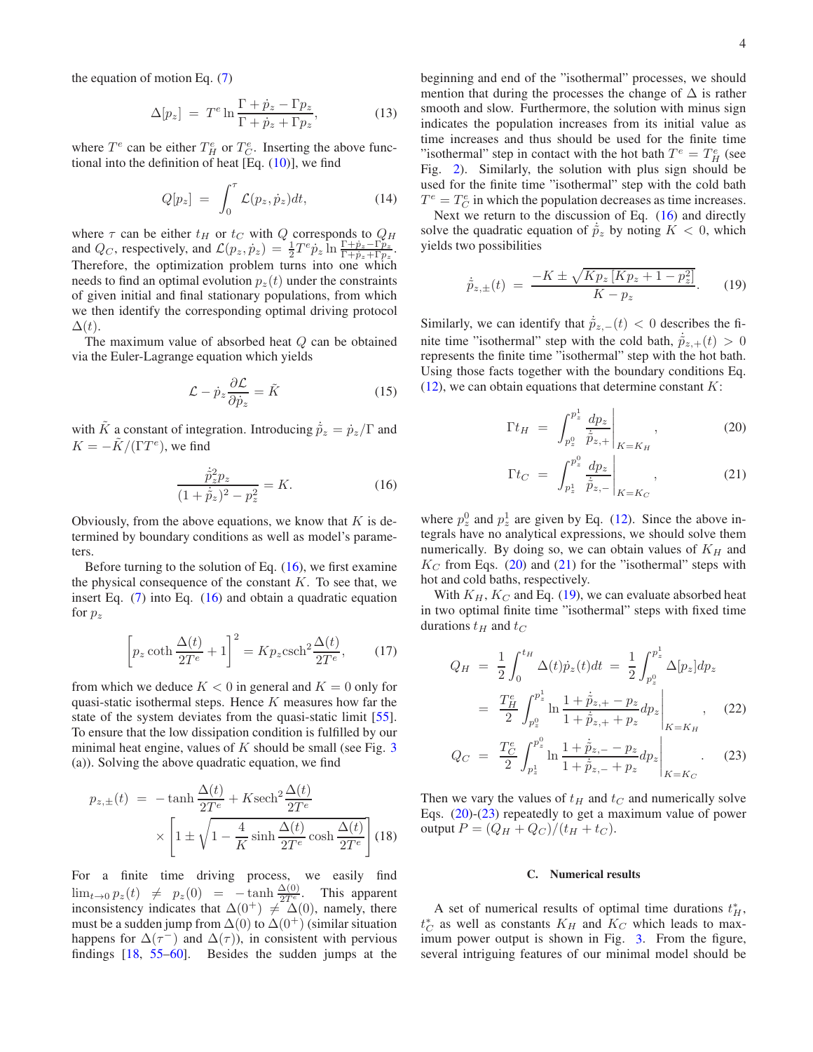the equation of motion Eq. (7)

$$\Delta[p_z] \;=\; T^e \ln \frac{\Gamma + \dot{p}_z - \Gamma p_z}{\Gamma + \dot{p}_z + \Gamma p_z}, \tag{13}$$

where $T^e$ can be either $T_H^e$ or $T_C^e$. Inserting the above functional into the definition of heat [Eq. (10)], we find

$$Q[p_z] \;=\; \int_0^\tau \mathcal{L}(p_z, \dot{p}_z)dt, \tag{14}$$

where $\tau$ can be either $t_H$ or $t_C$ with $Q$ corresponds to $Q_H$ and $Q_C$, respectively, and $\mathcal{L}(p_z, \dot{p}_z) = \frac{1}{2}T^e \dot{p}_z \ln \frac{\Gamma+\dot{p}_z-\Gamma p_z}{\Gamma+\dot{p}_z+\Gamma p_z}$. Therefore, the optimization problem turns into one which needs to find an optimal evolution $p_z(t)$ under the constraints of given initial and final stationary populations, from which we then identify the corresponding optimal driving protocol $\Delta(t)$.

The maximum value of absorbed heat $Q$ can be obtained via the Euler-Lagrange equation which yields

$$\mathcal{L} - \dot{p}_z \frac{\partial \mathcal{L}}{\partial \dot{p}_z} = \tilde{K} \tag{15}$$

with $\tilde{K}$ a constant of integration. Introducing $\dot{\tilde{p}}_z = \dot{p}_z/\Gamma$ and $K = -\tilde{K}/(\Gamma T^e)$, we find

$$\frac{\dot{\tilde{p}}_z^2 p_z}{(1+\dot{\tilde{p}}_z)^2 - p_z^2} = K. \tag{16}$$

Obviously, from the above equations, we know that $K$ is determined by boundary conditions as well as model's parameters.

Before turning to the solution of Eq. (16), we first examine the physical consequence of the constant $K$. To see that, we insert Eq. (7) into Eq. (16) and obtain a quadratic equation for $p_z$

$$\left[p_z \coth \frac{\Delta(t)}{2T^e} + 1\right]^2 = K p_z \mathrm{csch}^2 \frac{\Delta(t)}{2T^e}, \tag{17}$$

from which we deduce $K < 0$ in general and $K = 0$ only for quasi-static isothermal steps. Hence $K$ measures how far the state of the system deviates from the quasi-static limit [55]. To ensure that the low dissipation condition is fulfilled by our minimal heat engine, values of $K$ should be small (see Fig. 3 (a)). Solving the above quadratic equation, we find

$$\begin{aligned} p_{z,\pm}(t) \;=\; & -\tanh \frac{\Delta(t)}{2T^e} + K \mathrm{sech}^2 \frac{\Delta(t)}{2T^e} \\ & \times \left[1 \pm \sqrt{1 - \frac{4}{K} \sinh \frac{\Delta(t)}{2T^e} \cosh \frac{\Delta(t)}{2T^e}}\right] \end{aligned} \tag{18}$$

For a finite time driving process, we easily find $\lim_{t\to 0} p_z(t) \neq p_z(0) = -\tanh \frac{\Delta(0)}{2T^e}$. This apparent inconsistency indicates that $\Delta(0^+) \neq \Delta(0)$, namely, there must be a sudden jump from $\Delta(0)$ to $\Delta(0^+)$ (similar situation happens for $\Delta(\tau^-)$ and $\Delta(\tau)$), in consistent with pervious findings [18, 55–60]. Besides the sudden jumps at the beginning and end of the "isothermal" processes, we should mention that during the processes the change of $\Delta$ is rather smooth and slow. Furthermore, the solution with minus sign indicates the population increases from its initial value as time increases and thus should be used for the finite time "isothermal" step in contact with the hot bath $T^e = T_H^e$ (see Fig. 2). Similarly, the solution with plus sign should be used for the finite time "isothermal" step with the cold bath $T^e = T_C^e$ in which the population decreases as time increases.

Next we return to the discussion of Eq. (16) and directly solve the quadratic equation of $\dot{\tilde{p}}_z$ by noting $K < 0$, which yields two possibilities

$$\dot{\tilde{p}}_{z,\pm}(t) \;=\; \frac{-K \pm \sqrt{K p_z \left[K p_z + 1 - p_z^2\right]}}{K - p_z}. \tag{19}$$

Similarly, we can identify that $\dot{\tilde{p}}_{z,-}(t) < 0$ describes the finite time "isothermal" step with the cold bath, $\dot{\tilde{p}}_{z,+}(t) > 0$ represents the finite time "isothermal" step with the hot bath. Using those facts together with the boundary conditions Eq. (12), we can obtain equations that determine constant $K$:

$$\Gamma t_H \;=\; \left.\int_{p_z^0}^{p_z^1} \frac{dp_z}{\dot{\tilde{p}}_{z,+}}\right|_{K=K_H}, \tag{20}$$

$$\Gamma t_C \;=\; \left.\int_{p_z^1}^{p_z^0} \frac{dp_z}{\dot{\tilde{p}}_{z,-}}\right|_{K=K_C}, \tag{21}$$

where $p_z^0$ and $p_z^1$ are given by Eq. (12). Since the above integrals have no analytical expressions, we should solve them numerically. By doing so, we can obtain values of $K_H$ and $K_C$ from Eqs. (20) and (21) for the "isothermal" steps with hot and cold baths, respectively.

With $K_H$, $K_C$ and Eq. (19), we can evaluate absorbed heat in two optimal finite time "isothermal" steps with fixed time durations $t_H$ and $t_C$

$$\begin{aligned} Q_H \;&=\; \frac{1}{2}\int_0^{t_H} \Delta(t)\dot{p}_z(t)dt \;=\; \frac{1}{2}\int_{p_z^0}^{p_z^1} \Delta[p_z]dp_z \\ &=\; \left.\frac{T_H^e}{2}\int_{p_z^0}^{p_z^1} \ln \frac{1+\dot{\tilde{p}}_{z,+} - p_z}{1+\dot{\tilde{p}}_{z,+} + p_z} dp_z\right|_{K=K_H}, \end{aligned} \tag{22}$$

$$Q_C \;=\; \left.\frac{T_C^e}{2}\int_{p_z^1}^{p_z^0} \ln \frac{1+\dot{\tilde{p}}_{z,-} - p_z}{1+\dot{\tilde{p}}_{z,-} + p_z} dp_z\right|_{K=K_C}. \tag{23}$$

Then we vary the values of $t_H$ and $t_C$ and numerically solve Eqs. (20)-(23) repeatedly to get a maximum value of power output $P = (Q_H + Q_C)/(t_H + t_C)$.

### C. Numerical results

A set of numerical results of optimal time durations $t_H^*$, $t_C^*$ as well as constants $K_H$ and $K_C$ which leads to maximum power output is shown in Fig. 3. From the figure, several intriguing features of our minimal model should be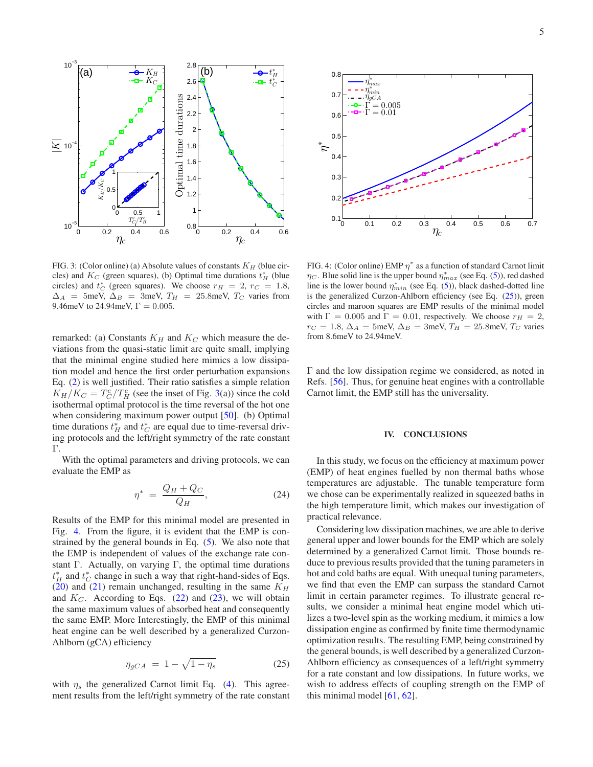FIG. 3: (Color online) (a) Absolute values of constants $K_H$ (blue circles) and $K_C$ (green squares), (b) Optimal time durations $t_H^*$ (blue circles) and $t_C^*$ (green squares). We choose $r_H = 2$, $r_C = 1.8$, $\Delta_A = 5$meV, $\Delta_B = 3$meV, $T_H = 25.8$meV, $T_C$ varies from 9.46meV to 24.94meV, $\Gamma = 0.005$.

remarked: (a) Constants $K_H$ and $K_C$ which measure the deviations from the quasi-static limit are quite small, implying that the minimal engine studied here mimics a low dissipation model and hence the first order perturbation expansions Eq. (2) is well justified. Their ratio satisfies a simple relation $K_H/K_C = T_C^e/T_H^e$ (see the inset of Fig. 3(a)) since the cold isothermal optimal protocol is the time reversal of the hot one when considering maximum power output [50]. (b) Optimal time durations $t_H^*$ and $t_C^*$ are equal due to time-reversal driving protocols and the left/right symmetry of the rate constant $\Gamma$.

With the optimal parameters and driving protocols, we can evaluate the EMP as

$$\eta^* = \frac{Q_H + Q_C}{Q_H}, \tag{24}$$

Results of the EMP for this minimal model are presented in Fig. 4. From the figure, it is evident that the EMP is constrained by the general bounds in Eq. (5). We also note that the EMP is independent of values of the exchange rate constant $\Gamma$. Actually, on varying $\Gamma$, the optimal time durations $t_H^*$ and $t_C^*$ change in such a way that right-hand-sides of Eqs. (20) and (21) remain unchanged, resulting in the same $K_H$ and $K_C$. According to Eqs. (22) and (23), we will obtain the same maximum values of absorbed heat and consequently the same EMP. More Interestingly, the EMP of this minimal heat engine can be well described by a generalized Curzon-Ahlborn (gCA) efficiency

$$\eta_{gCA} = 1 - \sqrt{1-\eta_s} \tag{25}$$

with $\eta_s$ the generalized Carnot limit Eq. (4). This agreement results from the left/right symmetry of the rate constant $\Gamma$ and the low dissipation regime we considered, as noted in Refs. [56]. Thus, for genuine heat engines with a controllable Carnot limit, the EMP still has the universality.

FIG. 4: (Color online) EMP $\eta^*$ as a function of standard Carnot limit $\eta_C$. Blue solid line is the upper bound $\eta_{max}^*$ (see Eq. (5)), red dashed line is the lower bound $\eta_{min}^*$ (see Eq. (5)), black dashed-dotted line is the generalized Curzon-Ahlborn efficiency (see Eq. (25)), green circles and maroon squares are EMP results of the minimal model with $\Gamma = 0.005$ and $\Gamma = 0.01$, respectively. We choose $r_H = 2$, $r_C = 1.8$, $\Delta_A = 5$meV, $\Delta_B = 3$meV, $T_H = 25.8$meV, $T_C$ varies from 8.6meV to 24.94meV.

## IV. CONCLUSIONS

In this study, we focus on the efficiency at maximum power (EMP) of heat engines fuelled by non thermal baths whose temperatures are adjustable. The tunable temperature form we chose can be experimentally realized in squeezed baths in the high temperature limit, which makes our investigation of practical relevance.

Considering low dissipation machines, we are able to derive general upper and lower bounds for the EMP which are solely determined by a generalized Carnot limit. Those bounds reduce to previous results provided that the tuning parameters in hot and cold baths are equal. With unequal tuning parameters, we find that even the EMP can surpass the standard Carnot limit in certain parameter regimes. To illustrate general results, we consider a minimal heat engine model which utilizes a two-level spin as the working medium, it mimics a low dissipation engine as confirmed by finite time thermodynamic optimization results. The resulting EMP, being constrained by the general bounds, is well described by a generalized Curzon-Ahlborn efficiency as consequences of a left/right symmetry for a rate constant and low dissipations. In future works, we wish to address effects of coupling strength on the EMP of this minimal model [61, 62].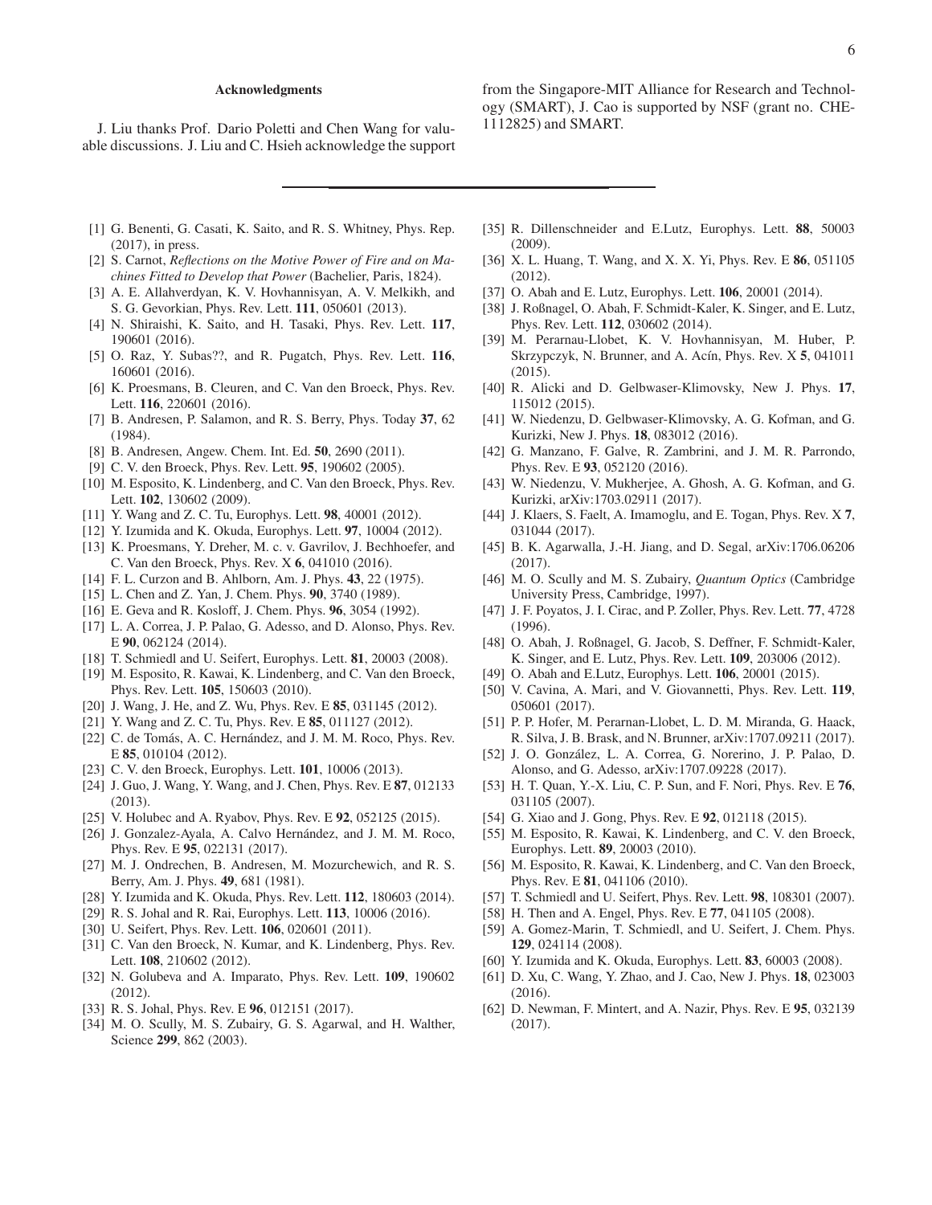### Acknowledgments

J. Liu thanks Prof. Dario Poletti and Chen Wang for valuable discussions. J. Liu and C. Hsieh acknowledge the support from the Singapore-MIT Alliance for Research and Technology (SMART), J. Cao is supported by NSF (grant no. CHE-1112825) and SMART.

---

- [1] G. Benenti, G. Casati, K. Saito, and R. S. Whitney, Phys. Rep. (2017), in press.
- [2] S. Carnot, *Reflections on the Motive Power of Fire and on Machines Fitted to Develop that Power* (Bachelier, Paris, 1824).
- [3] A. E. Allahverdyan, K. V. Hovhannisyan, A. V. Melkikh, and S. G. Gevorkian, Phys. Rev. Lett. **111**, 050601 (2013).
- [4] N. Shiraishi, K. Saito, and H. Tasaki, Phys. Rev. Lett. **117**, 190601 (2016).
- [5] O. Raz, Y. Subas??, and R. Pugatch, Phys. Rev. Lett. **116**, 160601 (2016).
- [6] K. Proesmans, B. Cleuren, and C. Van den Broeck, Phys. Rev. Lett. **116**, 220601 (2016).
- [7] B. Andresen, P. Salamon, and R. S. Berry, Phys. Today **37**, 62 (1984).
- [8] B. Andresen, Angew. Chem. Int. Ed. **50**, 2690 (2011).
- [9] C. V. den Broeck, Phys. Rev. Lett. **95**, 190602 (2005).
- [10] M. Esposito, K. Lindenberg, and C. Van den Broeck, Phys. Rev. Lett. **102**, 130602 (2009).
- [11] Y. Wang and Z. C. Tu, Europhys. Lett. **98**, 40001 (2012).
- [12] Y. Izumida and K. Okuda, Europhys. Lett. **97**, 10004 (2012).
- [13] K. Proesmans, Y. Dreher, M. c. v. Gavrilov, J. Bechhoefer, and C. Van den Broeck, Phys. Rev. X **6**, 041010 (2016).
- [14] F. L. Curzon and B. Ahlborn, Am. J. Phys. **43**, 22 (1975).
- [15] L. Chen and Z. Yan, J. Chem. Phys. **90**, 3740 (1989).
- [16] E. Geva and R. Kosloff, J. Chem. Phys. **96**, 3054 (1992).
- [17] L. A. Correa, J. P. Palao, G. Adesso, and D. Alonso, Phys. Rev. E **90**, 062124 (2014).
- [18] T. Schmiedl and U. Seifert, Europhys. Lett. **81**, 20003 (2008).
- [19] M. Esposito, R. Kawai, K. Lindenberg, and C. Van den Broeck, Phys. Rev. Lett. **105**, 150603 (2010).
- [20] J. Wang, J. He, and Z. Wu, Phys. Rev. E **85**, 031145 (2012).
- [21] Y. Wang and Z. C. Tu, Phys. Rev. E **85**, 011127 (2012).
- [22] C. de Tomás, A. C. Hernández, and J. M. M. Roco, Phys. Rev. E **85**, 010104 (2012).
- [23] C. V. den Broeck, Europhys. Lett. **101**, 10006 (2013).
- [24] J. Guo, J. Wang, Y. Wang, and J. Chen, Phys. Rev. E **87**, 012133 (2013).
- [25] V. Holubec and A. Ryabov, Phys. Rev. E **92**, 052125 (2015).
- [26] J. Gonzalez-Ayala, A. Calvo Hernández, and J. M. M. Roco, Phys. Rev. E **95**, 022131 (2017).
- [27] M. J. Ondrechen, B. Andresen, M. Mozurchewich, and R. S. Berry, Am. J. Phys. **49**, 681 (1981).
- [28] Y. Izumida and K. Okuda, Phys. Rev. Lett. **112**, 180603 (2014).
- [29] R. S. Johal and R. Rai, Europhys. Lett. **113**, 10006 (2016).
- [30] U. Seifert, Phys. Rev. Lett. **106**, 020601 (2011).
- [31] C. Van den Broeck, N. Kumar, and K. Lindenberg, Phys. Rev. Lett. **108**, 210602 (2012).
- [32] N. Golubeva and A. Imparato, Phys. Rev. Lett. **109**, 190602 (2012).
- [33] R. S. Johal, Phys. Rev. E **96**, 012151 (2017).
- [34] M. O. Scully, M. S. Zubairy, G. S. Agarwal, and H. Walther, Science **299**, 862 (2003).
- [35] R. Dillenschneider and E.Lutz, Europhys. Lett. **88**, 50003 (2009).
- [36] X. L. Huang, T. Wang, and X. X. Yi, Phys. Rev. E **86**, 051105 (2012).
- [37] O. Abah and E. Lutz, Europhys. Lett. **106**, 20001 (2014).
- [38] J. Roßnagel, O. Abah, F. Schmidt-Kaler, K. Singer, and E. Lutz, Phys. Rev. Lett. **112**, 030602 (2014).
- [39] M. Perarnau-Llobet, K. V. Hovhannisyan, M. Huber, P. Skrzypczyk, N. Brunner, and A. Acín, Phys. Rev. X **5**, 041011 (2015).
- [40] R. Alicki and D. Gelbwaser-Klimovsky, New J. Phys. **17**, 115012 (2015).
- [41] W. Niedenzu, D. Gelbwaser-Klimovsky, A. G. Kofman, and G. Kurizki, New J. Phys. **18**, 083012 (2016).
- [42] G. Manzano, F. Galve, R. Zambrini, and J. M. R. Parrondo, Phys. Rev. E **93**, 052120 (2016).
- [43] W. Niedenzu, V. Mukherjee, A. Ghosh, A. G. Kofman, and G. Kurizki, arXiv:1703.02911 (2017).
- [44] J. Klaers, S. Faelt, A. Imamoglu, and E. Togan, Phys. Rev. X **7**, 031044 (2017).
- [45] B. K. Agarwalla, J.-H. Jiang, and D. Segal, arXiv:1706.06206 (2017).
- [46] M. O. Scully and M. S. Zubairy, *Quantum Optics* (Cambridge University Press, Cambridge, 1997).
- [47] J. F. Poyatos, J. I. Cirac, and P. Zoller, Phys. Rev. Lett. **77**, 4728 (1996).
- [48] O. Abah, J. Roßnagel, G. Jacob, S. Deffner, F. Schmidt-Kaler, K. Singer, and E. Lutz, Phys. Rev. Lett. **109**, 203006 (2012).
- [49] O. Abah and E.Lutz, Europhys. Lett. **106**, 20001 (2015).
- [50] V. Cavina, A. Mari, and V. Giovannetti, Phys. Rev. Lett. **119**, 050601 (2017).
- [51] P. P. Hofer, M. Perarnan-Llobet, L. D. M. Miranda, G. Haack, R. Silva, J. B. Brask, and N. Brunner, arXiv:1707.09211 (2017).
- [52] J. O. González, L. A. Correa, G. Norerino, J. P. Palao, D. Alonso, and G. Adesso, arXiv:1707.09228 (2017).
- [53] H. T. Quan, Y.-X. Liu, C. P. Sun, and F. Nori, Phys. Rev. E **76**, 031105 (2007).
- [54] G. Xiao and J. Gong, Phys. Rev. E **92**, 012118 (2015).
- [55] M. Esposito, R. Kawai, K. Lindenberg, and C. V. den Broeck, Europhys. Lett. **89**, 20003 (2010).
- [56] M. Esposito, R. Kawai, K. Lindenberg, and C. Van den Broeck, Phys. Rev. E **81**, 041106 (2010).
- [57] T. Schmiedl and U. Seifert, Phys. Rev. Lett. **98**, 108301 (2007).
- [58] H. Then and A. Engel, Phys. Rev. E **77**, 041105 (2008).
- [59] A. Gomez-Marin, T. Schmiedl, and U. Seifert, J. Chem. Phys. **129**, 024114 (2008).
- [60] Y. Izumida and K. Okuda, Europhys. Lett. **83**, 60003 (2008).
- [61] D. Xu, C. Wang, Y. Zhao, and J. Cao, New J. Phys. **18**, 023003 (2016).
- [62] D. Newman, F. Mintert, and A. Nazir, Phys. Rev. E **95**, 032139 (2017).